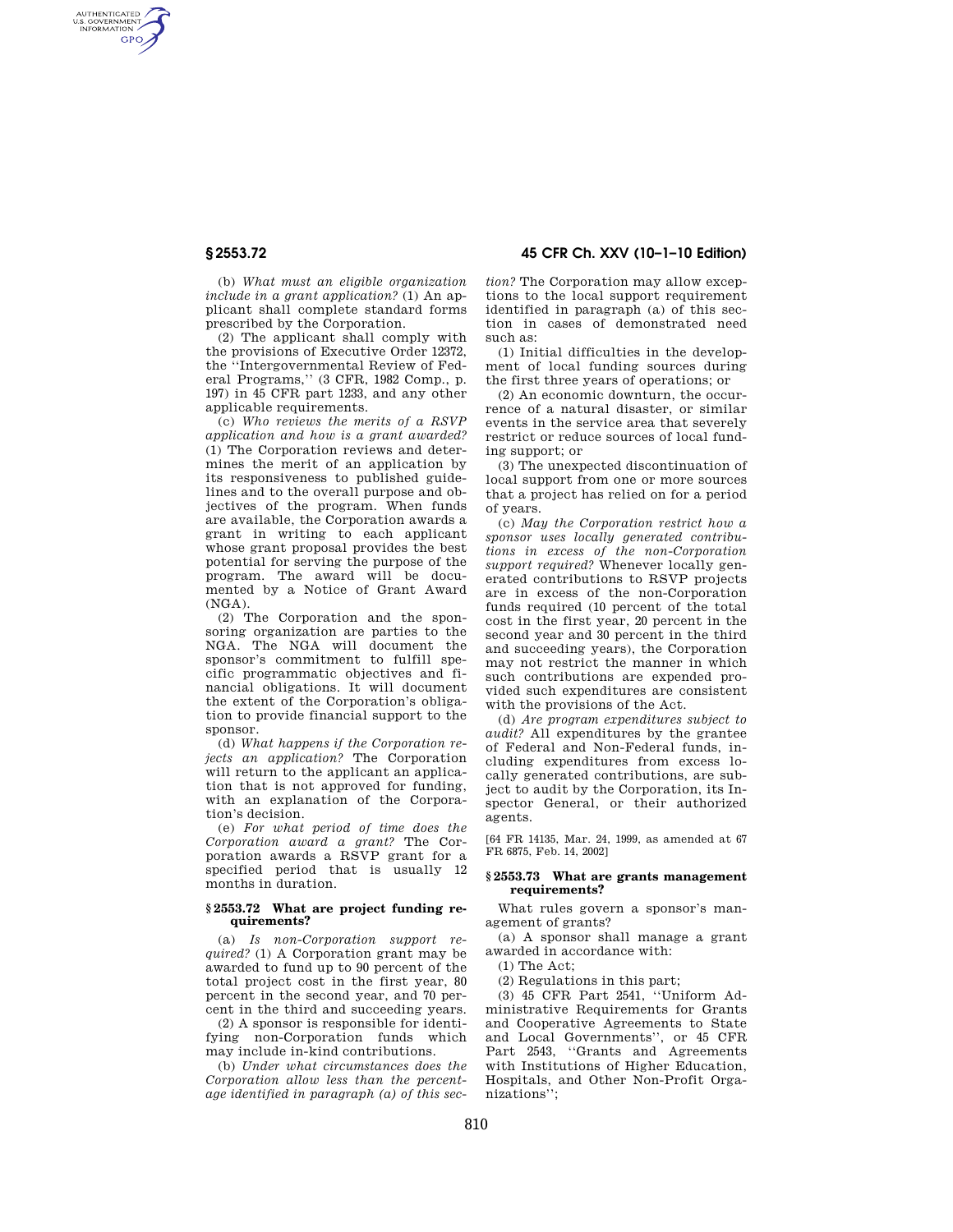(b) *What must an eligible organization include in a grant application?* (1) An applicant shall complete standard forms prescribed by the Corporation.

(2) The applicant shall comply with the provisions of Executive Order 12372, the ''Intergovernmental Review of Federal Programs,'' (3 CFR, 1982 Comp., p. 197) in 45 CFR part 1233, and any other applicable requirements.

(c) *Who reviews the merits of a RSVP application and how is a grant awarded?* (1) The Corporation reviews and determines the merit of an application by its responsiveness to published guidelines and to the overall purpose and objectives of the program. When funds are available, the Corporation awards a grant in writing to each applicant whose grant proposal provides the best potential for serving the purpose of the program. The award will be documented by a Notice of Grant Award (NGA).

(2) The Corporation and the sponsoring organization are parties to the NGA. The NGA will document the sponsor's commitment to fulfill specific programmatic objectives and financial obligations. It will document the extent of the Corporation's obligation to provide financial support to the sponsor.

(d) *What happens if the Corporation rejects an application?* The Corporation will return to the applicant an application that is not approved for funding, with an explanation of the Corporation's decision.

(e) *For what period of time does the Corporation award a grant?* The Corporation awards a RSVP grant for a specified period that is usually 12 months in duration.

### § 2553.72 What are project funding requirements?

(a) *Is non-Corporation support required?* (1) A Corporation grant may be awarded to fund up to 90 percent of the total project cost in the first year, 80 percent in the second year, and 70 percent in the third and succeeding years.

(2) A sponsor is responsible for identifying non-Corporation funds which may include in-kind contributions.

(b) *Under what circumstances does the Corporation allow less than the percentage identified in paragraph (a) of this section?* The Corporation may allow exceptions to the local support requirement identified in paragraph (a) of this section in cases of demonstrated need such as:

(1) Initial difficulties in the development of local funding sources during the first three years of operations; or

(2) An economic downturn, the occurrence of a natural disaster, or similar events in the service area that severely restrict or reduce sources of local funding support; or

(3) The unexpected discontinuation of local support from one or more sources that a project has relied on for a period of years.

(c) *May the Corporation restrict how a sponsor uses locally generated contributions in excess of the non-Corporation support required?* Whenever locally generated contributions to RSVP projects are in excess of the non-Corporation funds required (10 percent of the total cost in the first year, 20 percent in the second year and 30 percent in the third and succeeding years), the Corporation may not restrict the manner in which such contributions are expended provided such expenditures are consistent with the provisions of the Act.

(d) *Are program expenditures subject to audit?* All expenditures by the grantee of Federal and Non-Federal funds, including expenditures from excess locally generated contributions, are subject to audit by the Corporation, its Inspector General, or their authorized agents.

[64 FR 14135, Mar. 24, 1999, as amended at 67 FR 6875, Feb. 14, 2002]

### § 2553.73 What are grants management requirements?

What rules govern a sponsor's management of grants?

(a) A sponsor shall manage a grant awarded in accordance with:

(1) The Act;

(2) Regulations in this part;

(3) 45 CFR Part 2541, ''Uniform Administrative Requirements for Grants and Cooperative Agreements to State and Local Governments'', or 45 CFR Part 2543, ''Grants and Agreements with Institutions of Higher Education, Hospitals, and Other Non-Profit Organizations'';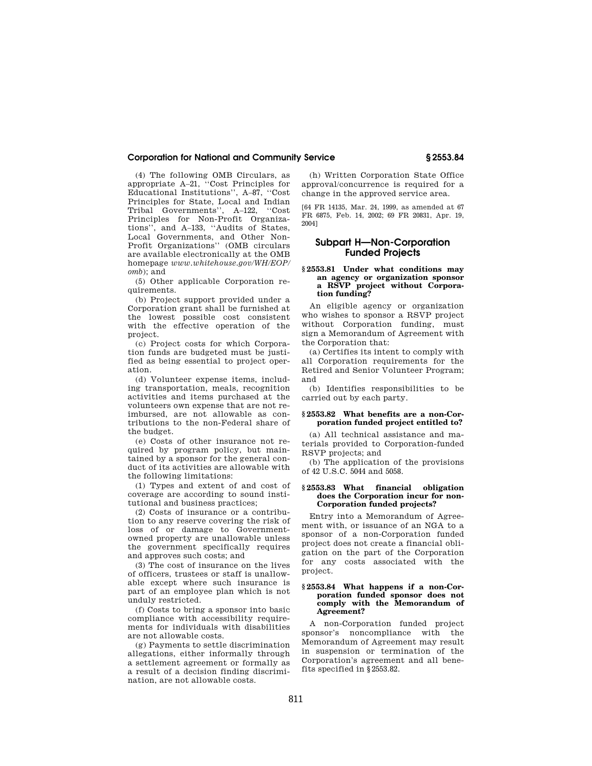(4) The following OMB Circulars, as appropriate A–21, ''Cost Principles for Educational Institutions'', A–87, ''Cost Principles for State, Local and Indian Tribal Governments'', A–122, ''Cost Principles for Non-Profit Organizations'', and A–133, ''Audits of States, Local Governments, and Other Non-Profit Organizations'' (OMB circulars are available electronically at the OMB homepage *www.whitehouse.gov/WH/EOP/omb*); and

(5) Other applicable Corporation requirements.

(b) Project support provided under a Corporation grant shall be furnished at the lowest possible cost consistent with the effective operation of the project.

(c) Project costs for which Corporation funds are budgeted must be justified as being essential to project operation.

(d) Volunteer expense items, including transportation, meals, recognition activities and items purchased at the volunteers own expense that are not reimbursed, are not allowable as contributions to the non-Federal share of the budget.

(e) Costs of other insurance not required by program policy, but maintained by a sponsor for the general conduct of its activities are allowable with the following limitations:

(1) Types and extent of and cost of coverage are according to sound institutional and business practices;

(2) Costs of insurance or a contribution to any reserve covering the risk of loss of or damage to Government-owned property are unallowable unless the government specifically requires and approves such costs; and

(3) The cost of insurance on the lives of officers, trustees or staff is unallowable except where such insurance is part of an employee plan which is not unduly restricted.

(f) Costs to bring a sponsor into basic compliance with accessibility requirements for individuals with disabilities are not allowable costs.

(g) Payments to settle discrimination allegations, either informally through a settlement agreement or formally as a result of a decision finding discrimination, are not allowable costs.

(h) Written Corporation State Office approval/concurrence is required for a change in the approved service area.

[64 FR 14135, Mar. 24, 1999, as amended at 67 FR 6875, Feb. 14, 2002; 69 FR 20831, Apr. 19, 2004]

## Subpart H—Non-Corporation Funded Projects

### § 2553.81 Under what conditions may an agency or organization sponsor a RSVP project without Corporation funding?

An eligible agency or organization who wishes to sponsor a RSVP project without Corporation funding, must sign a Memorandum of Agreement with the Corporation that:

(a) Certifies its intent to comply with all Corporation requirements for the Retired and Senior Volunteer Program; and

(b) Identifies responsibilities to be carried out by each party.

### § 2553.82 What benefits are a non-Corporation funded project entitled to?

(a) All technical assistance and materials provided to Corporation-funded RSVP projects; and

(b) The application of the provisions of 42 U.S.C. 5044 and 5058.

### § 2553.83 What financial obligation does the Corporation incur for non-Corporation funded projects?

Entry into a Memorandum of Agreement with, or issuance of an NGA to a sponsor of a non-Corporation funded project does not create a financial obligation on the part of the Corporation for any costs associated with the project.

### § 2553.84 What happens if a non-Corporation funded sponsor does not comply with the Memorandum of Agreement?

A non-Corporation funded project sponsor's noncompliance with the Memorandum of Agreement may result in suspension or termination of the Corporation's agreement and all benefits specified in § 2553.82.